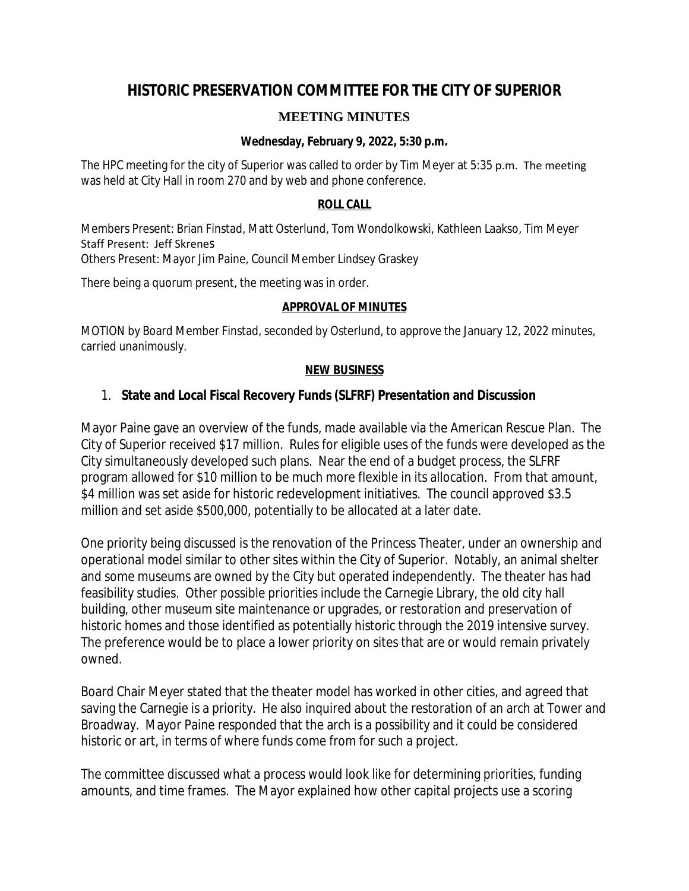# HISTORIC PRESERVATION COMMITTEE FOR THE CITY OF SUPERIOR

## MEETING MINUTES

**Wednesday, February 9, 2022, 5:30 p.m.**

The HPC meeting for the city of Superior was called to order by Tim Meyer at 5:35 p.m. The meeting was held at City Hall in room 270 and by web and phone conference.

**ROLL CALL**

Members Present: Brian Finstad, Matt Osterlund, Tom Wondolkowski, Kathleen Laakso, Tim Meyer
Staff Present: Jeff Skrenes
Others Present: Mayor Jim Paine, Council Member Lindsey Graskey

There being a quorum present, the meeting was in order.

**APPROVAL OF MINUTES**

MOTION by Board Member Finstad, seconded by Osterlund, to approve the January 12, 2022 minutes, carried unanimously.

**NEW BUSINESS**

1. **State and Local Fiscal Recovery Funds (SLFRF) Presentation and Discussion**

Mayor Paine gave an overview of the funds, made available via the American Rescue Plan. The City of Superior received $17 million. Rules for eligible uses of the funds were developed as the City simultaneously developed such plans. Near the end of a budget process, the SLFRF program allowed for $10 million to be much more flexible in its allocation. From that amount, $4 million was set aside for historic redevelopment initiatives. The council approved $3.5 million and set aside $500,000, potentially to be allocated at a later date.

One priority being discussed is the renovation of the Princess Theater, under an ownership and operational model similar to other sites within the City of Superior. Notably, an animal shelter and some museums are owned by the City but operated independently. The theater has had feasibility studies. Other possible priorities include the Carnegie Library, the old city hall building, other museum site maintenance or upgrades, or restoration and preservation of historic homes and those identified as potentially historic through the 2019 intensive survey. The preference would be to place a lower priority on sites that are or would remain privately owned.

Board Chair Meyer stated that the theater model has worked in other cities, and agreed that saving the Carnegie is a priority. He also inquired about the restoration of an arch at Tower and Broadway. Mayor Paine responded that the arch is a possibility and it could be considered historic or art, in terms of where funds come from for such a project.

The committee discussed what a process would look like for determining priorities, funding amounts, and time frames. The Mayor explained how other capital projects use a scoring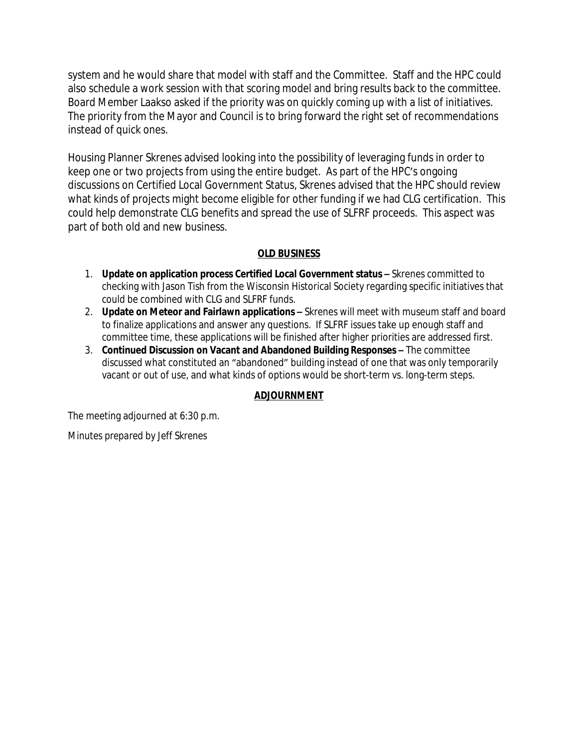system and he would share that model with staff and the Committee. Staff and the HPC could also schedule a work session with that scoring model and bring results back to the committee. Board Member Laakso asked if the priority was on quickly coming up with a list of initiatives. The priority from the Mayor and Council is to bring forward the right set of recommendations instead of quick ones.

Housing Planner Skrenes advised looking into the possibility of leveraging funds in order to keep one or two projects from using the entire budget. As part of the HPC's ongoing discussions on Certified Local Government Status, Skrenes advised that the HPC should review what kinds of projects might become eligible for other funding if we had CLG certification. This could help demonstrate CLG benefits and spread the use of SLFRF proceeds. This aspect was part of both old and new business.

## OLD BUSINESS

1. **Update on application process Certified Local Government status –** Skrenes committed to checking with Jason Tish from the Wisconsin Historical Society regarding specific initiatives that could be combined with CLG and SLFRF funds.
2. **Update on Meteor and Fairlawn applications –** Skrenes will meet with museum staff and board to finalize applications and answer any questions. If SLFRF issues take up enough staff and committee time, these applications will be finished after higher priorities are addressed first.
3. **Continued Discussion on Vacant and Abandoned Building Responses –** The committee discussed what constituted an "abandoned" building instead of one that was only temporarily vacant or out of use, and what kinds of options would be short-term vs. long-term steps.

## ADJOURNMENT

The meeting adjourned at 6:30 p.m.

Minutes prepared by Jeff Skrenes